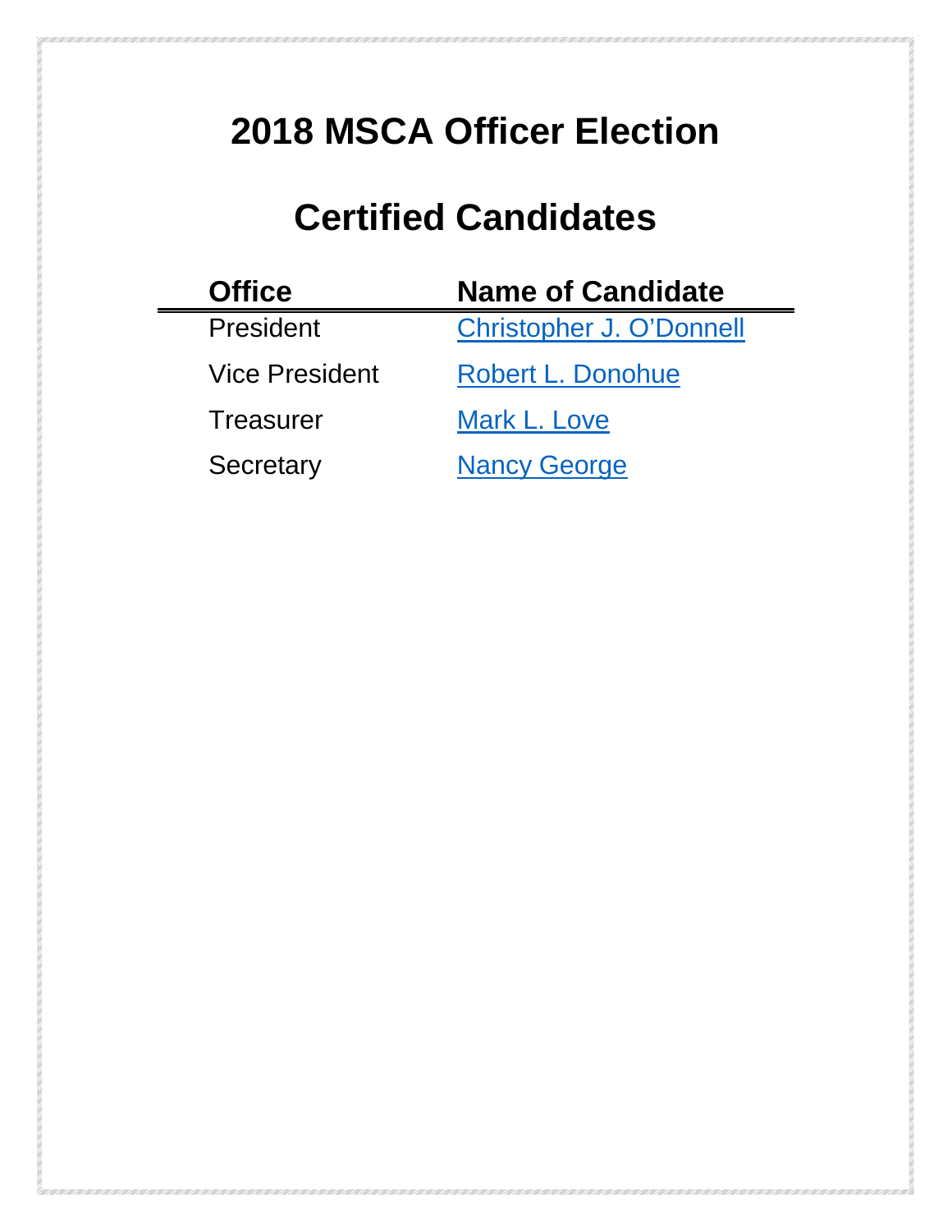# 2018 MSCA Officer Election

# Certified Candidates

| Office | Name of Candidate |
|---|---|
| President | Christopher J. O'Donnell |
| Vice President | Robert L. Donohue |
| Treasurer | Mark L. Love |
| Secretary | Nancy George |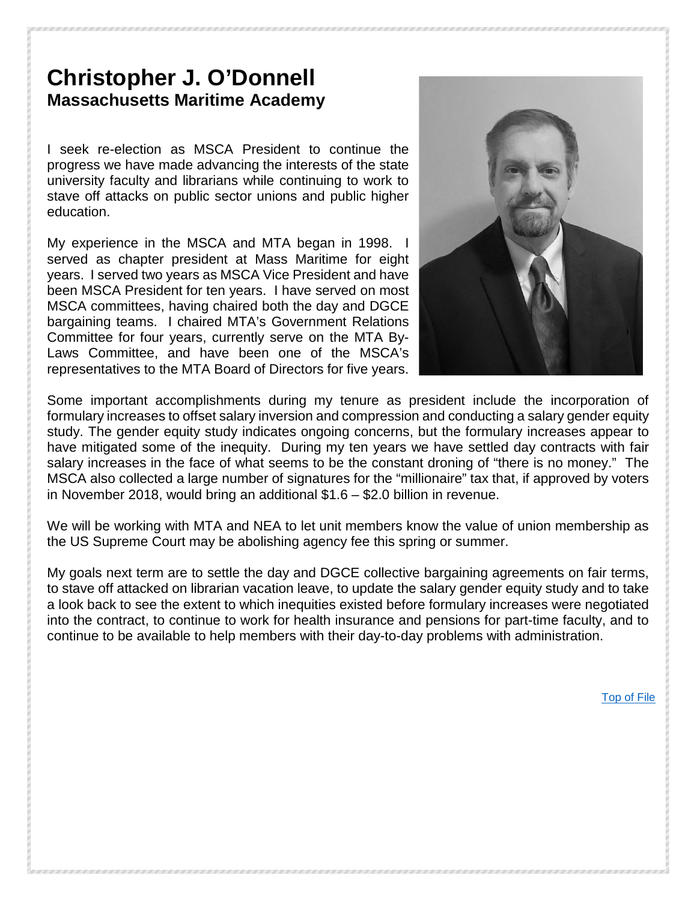# Christopher J. O'Donnell
## Massachusetts Maritime Academy

I seek re-election as MSCA President to continue the progress we have made advancing the interests of the state university faculty and librarians while continuing to work to stave off attacks on public sector unions and public higher education.

My experience in the MSCA and MTA began in 1998. I served as chapter president at Mass Maritime for eight years. I served two years as MSCA Vice President and have been MSCA President for ten years. I have served on most MSCA committees, having chaired both the day and DGCE bargaining teams. I chaired MTA's Government Relations Committee for four years, currently serve on the MTA By-Laws Committee, and have been one of the MSCA's representatives to the MTA Board of Directors for five years.

Some important accomplishments during my tenure as president include the incorporation of formulary increases to offset salary inversion and compression and conducting a salary gender equity study. The gender equity study indicates ongoing concerns, but the formulary increases appear to have mitigated some of the inequity. During my ten years we have settled day contracts with fair salary increases in the face of what seems to be the constant droning of "there is no money." The MSCA also collected a large number of signatures for the "millionaire" tax that, if approved by voters in November 2018, would bring an additional $1.6 – $2.0 billion in revenue.

We will be working with MTA and NEA to let unit members know the value of union membership as the US Supreme Court may be abolishing agency fee this spring or summer.

My goals next term are to settle the day and DGCE collective bargaining agreements on fair terms, to stave off attacked on librarian vacation leave, to update the salary gender equity study and to take a look back to see the extent to which inequities existed before formulary increases were negotiated into the contract, to continue to work for health insurance and pensions for part-time faculty, and to continue to be available to help members with their day-to-day problems with administration.

Top of File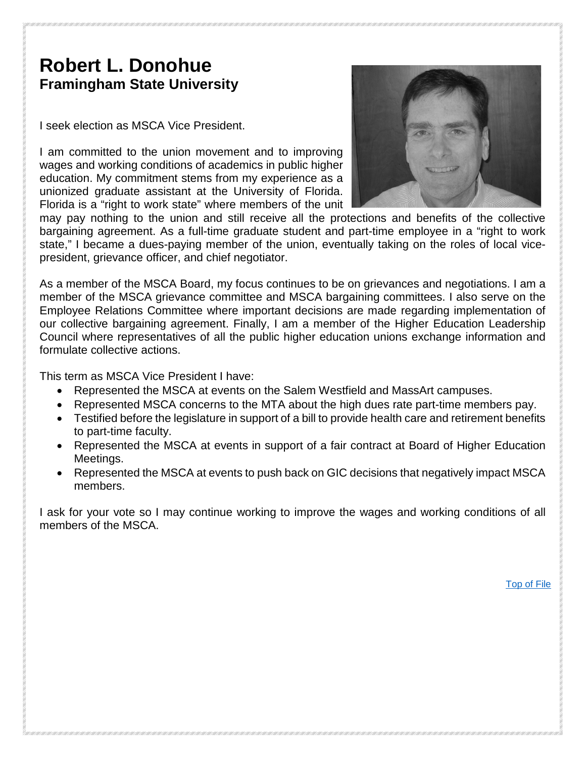# Robert L. Donohue
## Framingham State University

I seek election as MSCA Vice President.

I am committed to the union movement and to improving wages and working conditions of academics in public higher education. My commitment stems from my experience as a unionized graduate assistant at the University of Florida. Florida is a "right to work state" where members of the unit may pay nothing to the union and still receive all the protections and benefits of the collective bargaining agreement. As a full-time graduate student and part-time employee in a "right to work state," I became a dues-paying member of the union, eventually taking on the roles of local vice-president, grievance officer, and chief negotiator.

As a member of the MSCA Board, my focus continues to be on grievances and negotiations. I am a member of the MSCA grievance committee and MSCA bargaining committees. I also serve on the Employee Relations Committee where important decisions are made regarding implementation of our collective bargaining agreement. Finally, I am a member of the Higher Education Leadership Council where representatives of all the public higher education unions exchange information and formulate collective actions.

This term as MSCA Vice President I have:

- Represented the MSCA at events on the Salem Westfield and MassArt campuses.
- Represented MSCA concerns to the MTA about the high dues rate part-time members pay.
- Testified before the legislature in support of a bill to provide health care and retirement benefits to part-time faculty.
- Represented the MSCA at events in support of a fair contract at Board of Higher Education Meetings.
- Represented the MSCA at events to push back on GIC decisions that negatively impact MSCA members.

I ask for your vote so I may continue working to improve the wages and working conditions of all members of the MSCA.

Top of File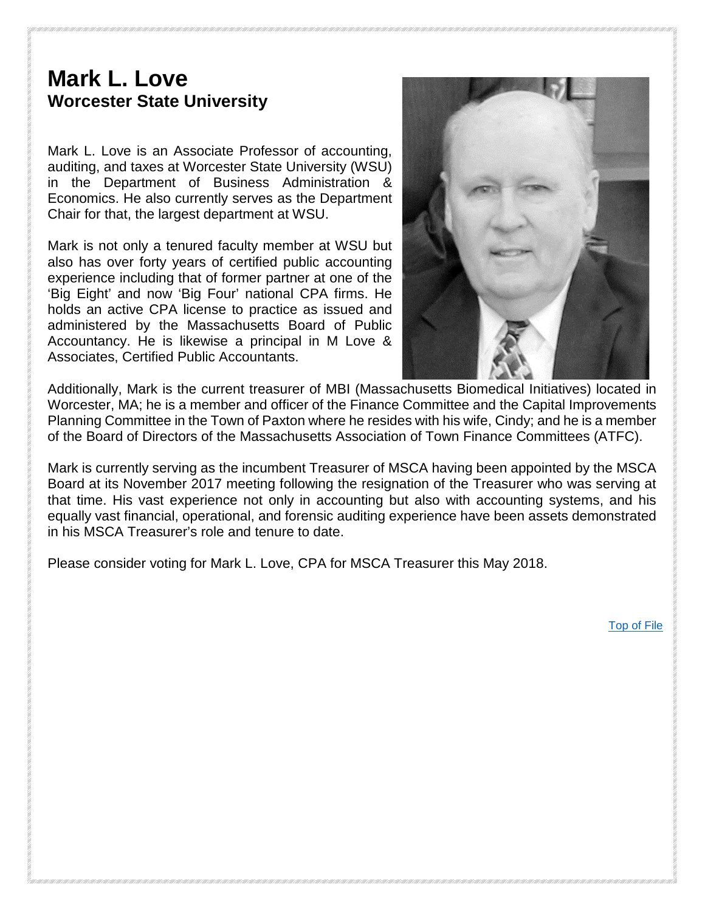# Mark L. Love
## Worcester State University

Mark L. Love is an Associate Professor of accounting, auditing, and taxes at Worcester State University (WSU) in the Department of Business Administration & Economics. He also currently serves as the Department Chair for that, the largest department at WSU.

Mark is not only a tenured faculty member at WSU but also has over forty years of certified public accounting experience including that of former partner at one of the 'Big Eight' and now 'Big Four' national CPA firms. He holds an active CPA license to practice as issued and administered by the Massachusetts Board of Public Accountancy. He is likewise a principal in M Love & Associates, Certified Public Accountants.

Additionally, Mark is the current treasurer of MBI (Massachusetts Biomedical Initiatives) located in Worcester, MA; he is a member and officer of the Finance Committee and the Capital Improvements Planning Committee in the Town of Paxton where he resides with his wife, Cindy; and he is a member of the Board of Directors of the Massachusetts Association of Town Finance Committees (ATFC).

Mark is currently serving as the incumbent Treasurer of MSCA having been appointed by the MSCA Board at its November 2017 meeting following the resignation of the Treasurer who was serving at that time. His vast experience not only in accounting but also with accounting systems, and his equally vast financial, operational, and forensic auditing experience have been assets demonstrated in his MSCA Treasurer's role and tenure to date.

Please consider voting for Mark L. Love, CPA for MSCA Treasurer this May 2018.

Top of File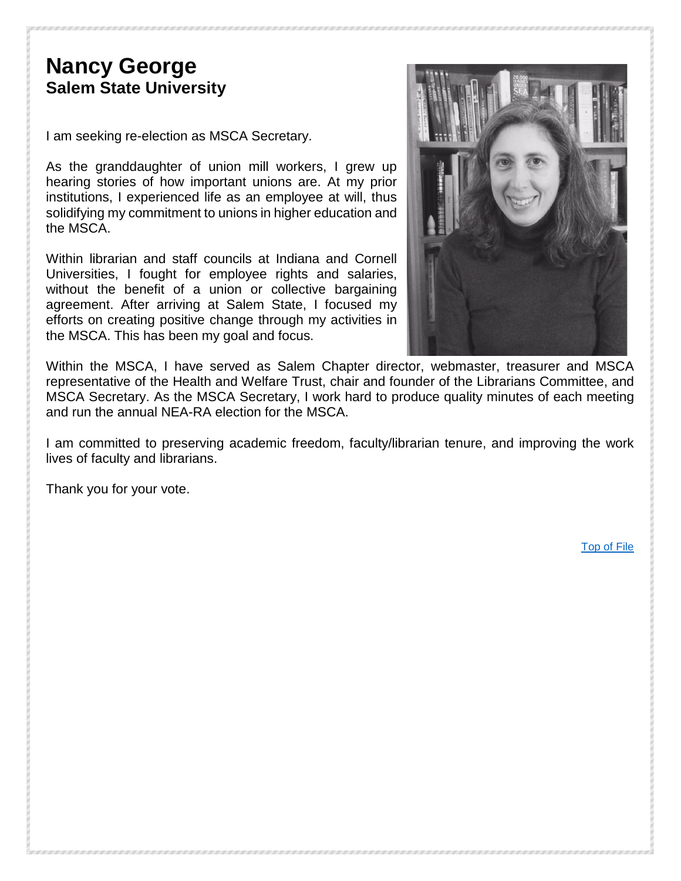# Nancy George
## Salem State University

I am seeking re-election as MSCA Secretary.

As the granddaughter of union mill workers, I grew up hearing stories of how important unions are. At my prior institutions, I experienced life as an employee at will, thus solidifying my commitment to unions in higher education and the MSCA.

Within librarian and staff councils at Indiana and Cornell Universities, I fought for employee rights and salaries, without the benefit of a union or collective bargaining agreement. After arriving at Salem State, I focused my efforts on creating positive change through my activities in the MSCA. This has been my goal and focus.

Within the MSCA, I have served as Salem Chapter director, webmaster, treasurer and MSCA representative of the Health and Welfare Trust, chair and founder of the Librarians Committee, and MSCA Secretary. As the MSCA Secretary, I work hard to produce quality minutes of each meeting and run the annual NEA-RA election for the MSCA.

I am committed to preserving academic freedom, faculty/librarian tenure, and improving the work lives of faculty and librarians.

Thank you for your vote.

Top of File